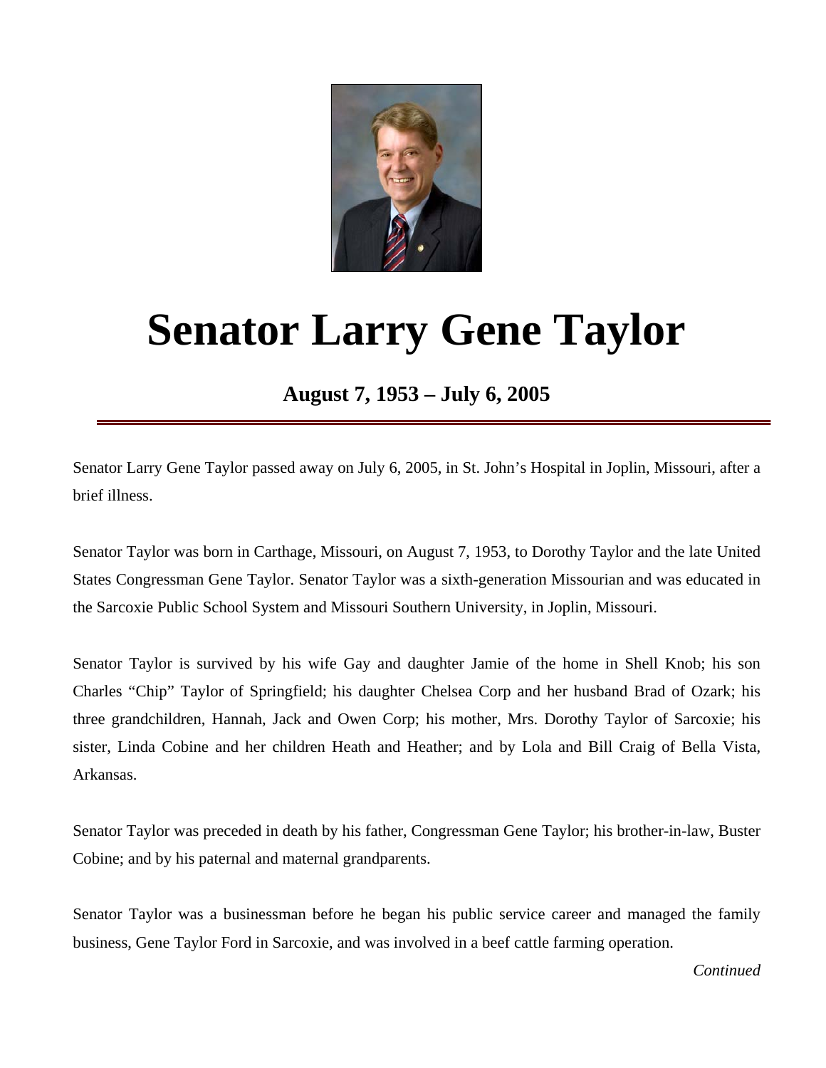# Senator Larry Gene Taylor

**August 7, 1953 – July 6, 2005**

---

Senator Larry Gene Taylor passed away on July 6, 2005, in St. John's Hospital in Joplin, Missouri, after a brief illness.

Senator Taylor was born in Carthage, Missouri, on August 7, 1953, to Dorothy Taylor and the late United States Congressman Gene Taylor. Senator Taylor was a sixth-generation Missourian and was educated in the Sarcoxie Public School System and Missouri Southern University, in Joplin, Missouri.

Senator Taylor is survived by his wife Gay and daughter Jamie of the home in Shell Knob; his son Charles "Chip" Taylor of Springfield; his daughter Chelsea Corp and her husband Brad of Ozark; his three grandchildren, Hannah, Jack and Owen Corp; his mother, Mrs. Dorothy Taylor of Sarcoxie; his sister, Linda Cobine and her children Heath and Heather; and by Lola and Bill Craig of Bella Vista, Arkansas.

Senator Taylor was preceded in death by his father, Congressman Gene Taylor; his brother-in-law, Buster Cobine; and by his paternal and maternal grandparents.

Senator Taylor was a businessman before he began his public service career and managed the family business, Gene Taylor Ford in Sarcoxie, and was involved in a beef cattle farming operation.

*Continued*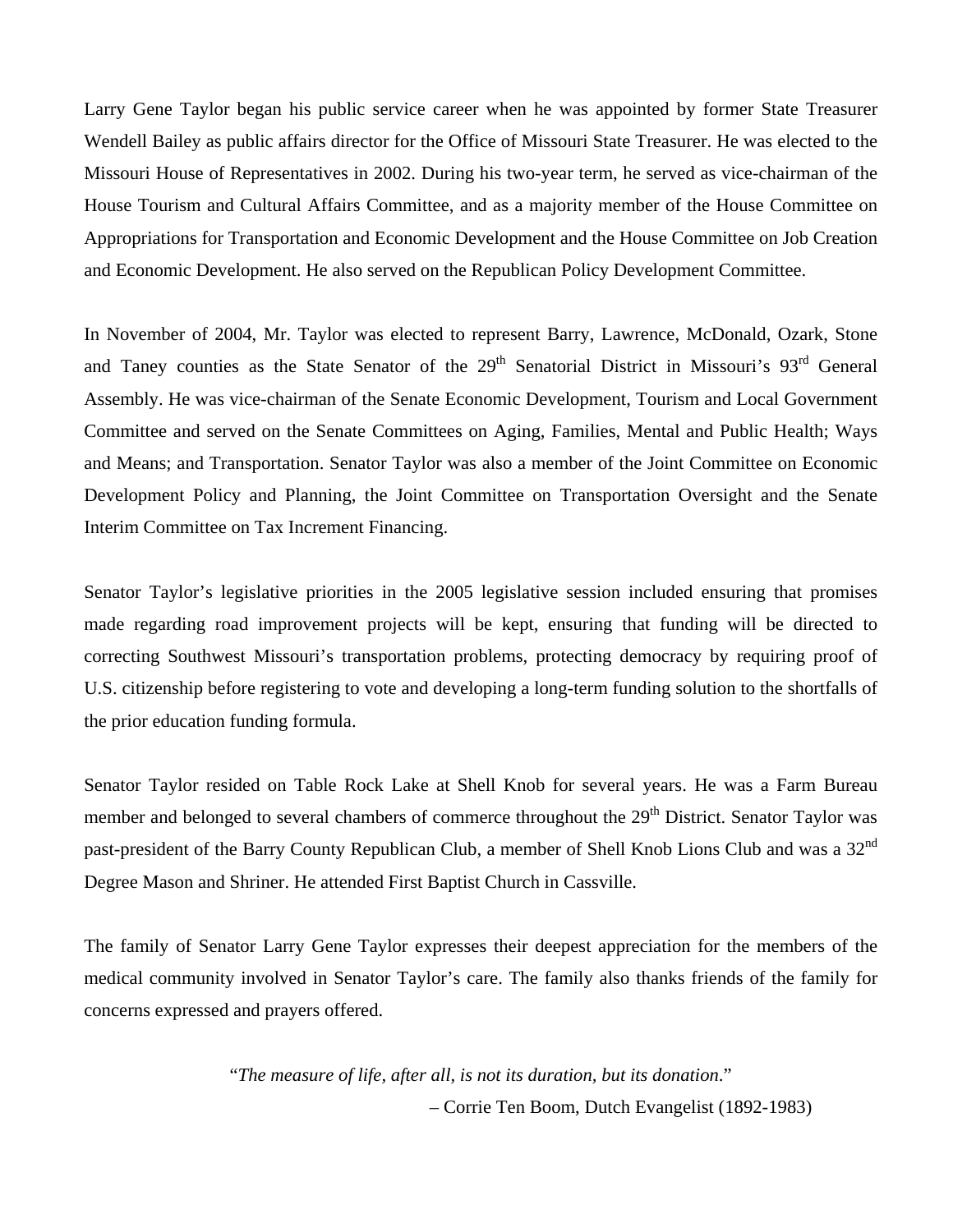Larry Gene Taylor began his public service career when he was appointed by former State Treasurer Wendell Bailey as public affairs director for the Office of Missouri State Treasurer. He was elected to the Missouri House of Representatives in 2002. During his two-year term, he served as vice-chairman of the House Tourism and Cultural Affairs Committee, and as a majority member of the House Committee on Appropriations for Transportation and Economic Development and the House Committee on Job Creation and Economic Development. He also served on the Republican Policy Development Committee.

In November of 2004, Mr. Taylor was elected to represent Barry, Lawrence, McDonald, Ozark, Stone and Taney counties as the State Senator of the 29th Senatorial District in Missouri's 93rd General Assembly. He was vice-chairman of the Senate Economic Development, Tourism and Local Government Committee and served on the Senate Committees on Aging, Families, Mental and Public Health; Ways and Means; and Transportation. Senator Taylor was also a member of the Joint Committee on Economic Development Policy and Planning, the Joint Committee on Transportation Oversight and the Senate Interim Committee on Tax Increment Financing.

Senator Taylor's legislative priorities in the 2005 legislative session included ensuring that promises made regarding road improvement projects will be kept, ensuring that funding will be directed to correcting Southwest Missouri's transportation problems, protecting democracy by requiring proof of U.S. citizenship before registering to vote and developing a long-term funding solution to the shortfalls of the prior education funding formula.

Senator Taylor resided on Table Rock Lake at Shell Knob for several years. He was a Farm Bureau member and belonged to several chambers of commerce throughout the 29th District. Senator Taylor was past-president of the Barry County Republican Club, a member of Shell Knob Lions Club and was a 32nd Degree Mason and Shriner. He attended First Baptist Church in Cassville.

The family of Senator Larry Gene Taylor expresses their deepest appreciation for the members of the medical community involved in Senator Taylor's care. The family also thanks friends of the family for concerns expressed and prayers offered.

"*The measure of life, after all, is not its duration, but its donation*."

– Corrie Ten Boom, Dutch Evangelist (1892-1983)